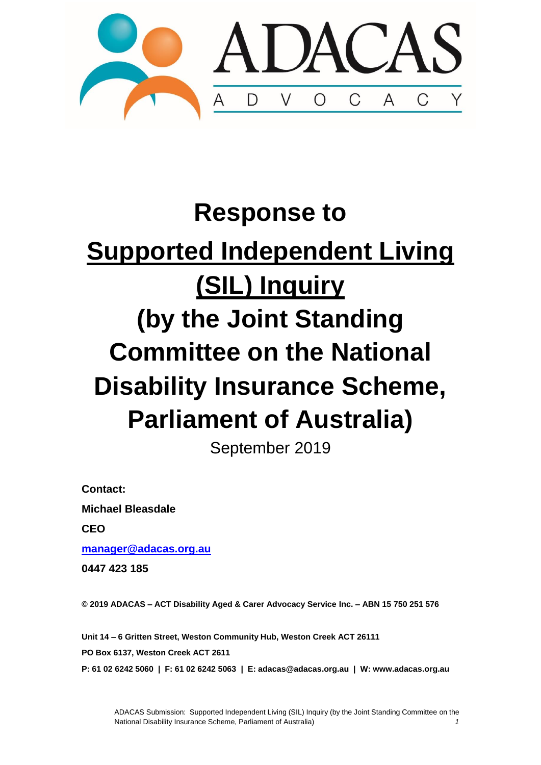ADACAS

A D V O C A C Y

# Response to

# Supported Independent Living (SIL) Inquiry

# (by the Joint Standing Committee on the National Disability Insurance Scheme, Parliament of Australia)

September 2019

**Contact:**

**Michael Bleasdale**

**CEO**

**manager@adacas.org.au**

**0447 423 185**

**© 2019 ADACAS – ACT Disability Aged & Carer Advocacy Service Inc. – ABN 15 750 251 576**

**Unit 14 – 6 Gritten Street, Weston Community Hub, Weston Creek ACT 26111**

**PO Box 6137, Weston Creek ACT 2611**

**P: 61 02 6242 5060 | F: 61 02 6242 5063 | E: adacas@adacas.org.au | W: www.adacas.org.au**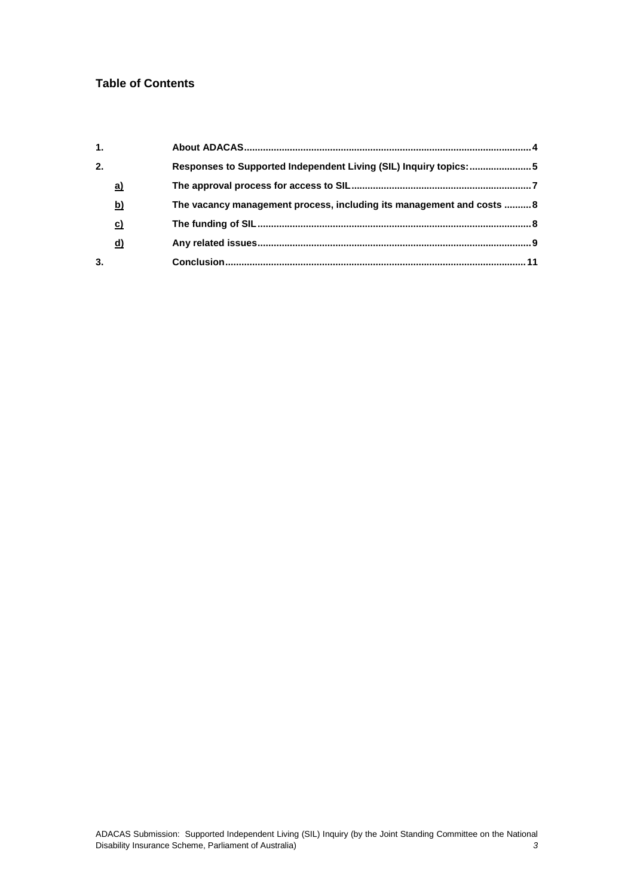## Table of Contents

1. **About ADACAS** ... 4
2. **Responses to Supported Independent Living (SIL) Inquiry topics:** ... 5
   - a) **The approval process for access to SIL** ... 7
   - b) **The vacancy management process, including its management and costs** ... 8
   - c) **The funding of SIL** ... 8
   - d) **Any related issues** ... 9
3. **Conclusion** ... 11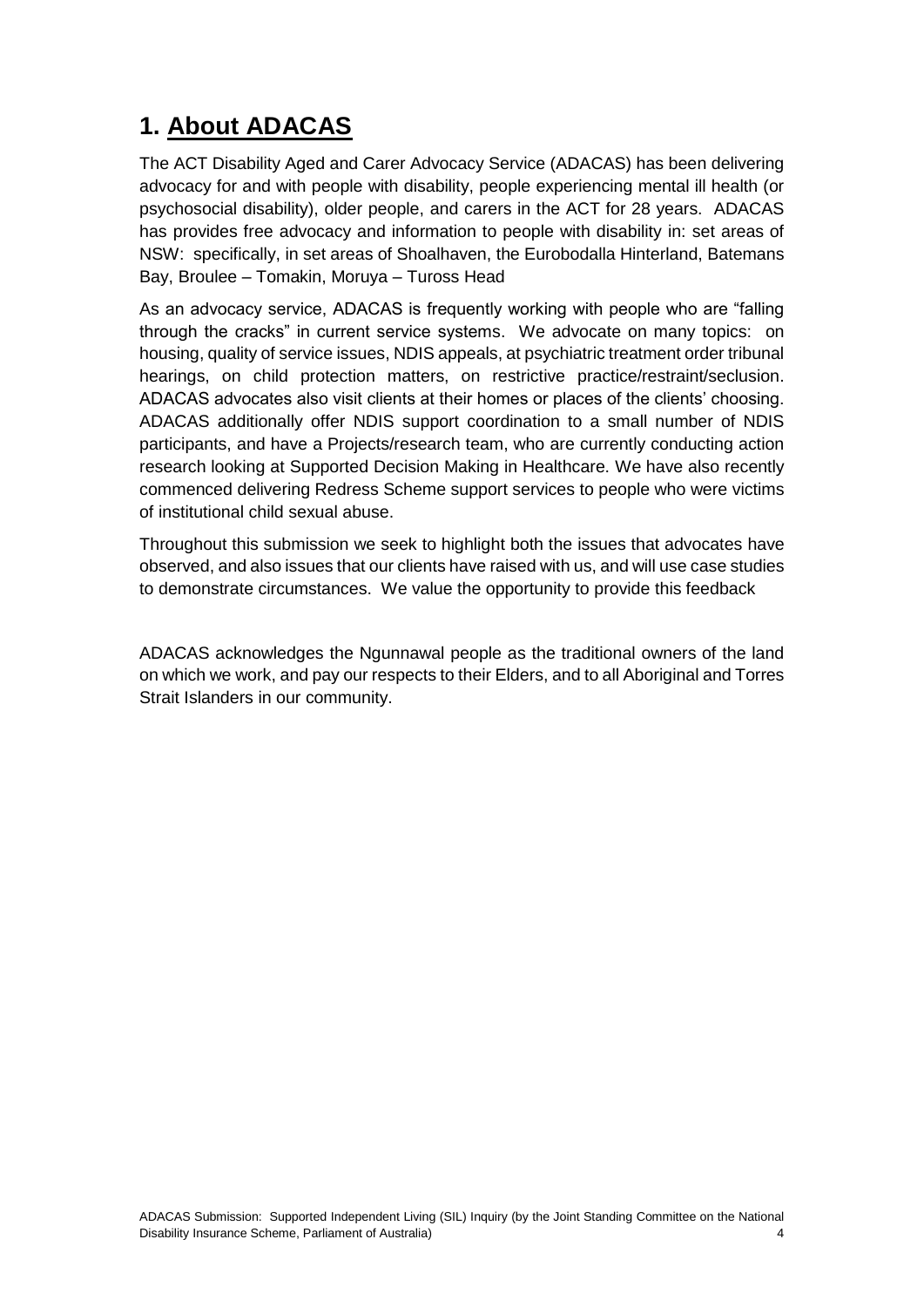# 1. About ADACAS

The ACT Disability Aged and Carer Advocacy Service (ADACAS) has been delivering advocacy for and with people with disability, people experiencing mental ill health (or psychosocial disability), older people, and carers in the ACT for 28 years. ADACAS has provides free advocacy and information to people with disability in: set areas of NSW: specifically, in set areas of Shoalhaven, the Eurobodalla Hinterland, Batemans Bay, Broulee – Tomakin, Moruya – Tuross Head

As an advocacy service, ADACAS is frequently working with people who are "falling through the cracks" in current service systems. We advocate on many topics: on housing, quality of service issues, NDIS appeals, at psychiatric treatment order tribunal hearings, on child protection matters, on restrictive practice/restraint/seclusion. ADACAS advocates also visit clients at their homes or places of the clients' choosing. ADACAS additionally offer NDIS support coordination to a small number of NDIS participants, and have a Projects/research team, who are currently conducting action research looking at Supported Decision Making in Healthcare. We have also recently commenced delivering Redress Scheme support services to people who were victims of institutional child sexual abuse.

Throughout this submission we seek to highlight both the issues that advocates have observed, and also issues that our clients have raised with us, and will use case studies to demonstrate circumstances. We value the opportunity to provide this feedback

ADACAS acknowledges the Ngunnawal people as the traditional owners of the land on which we work, and pay our respects to their Elders, and to all Aboriginal and Torres Strait Islanders in our community.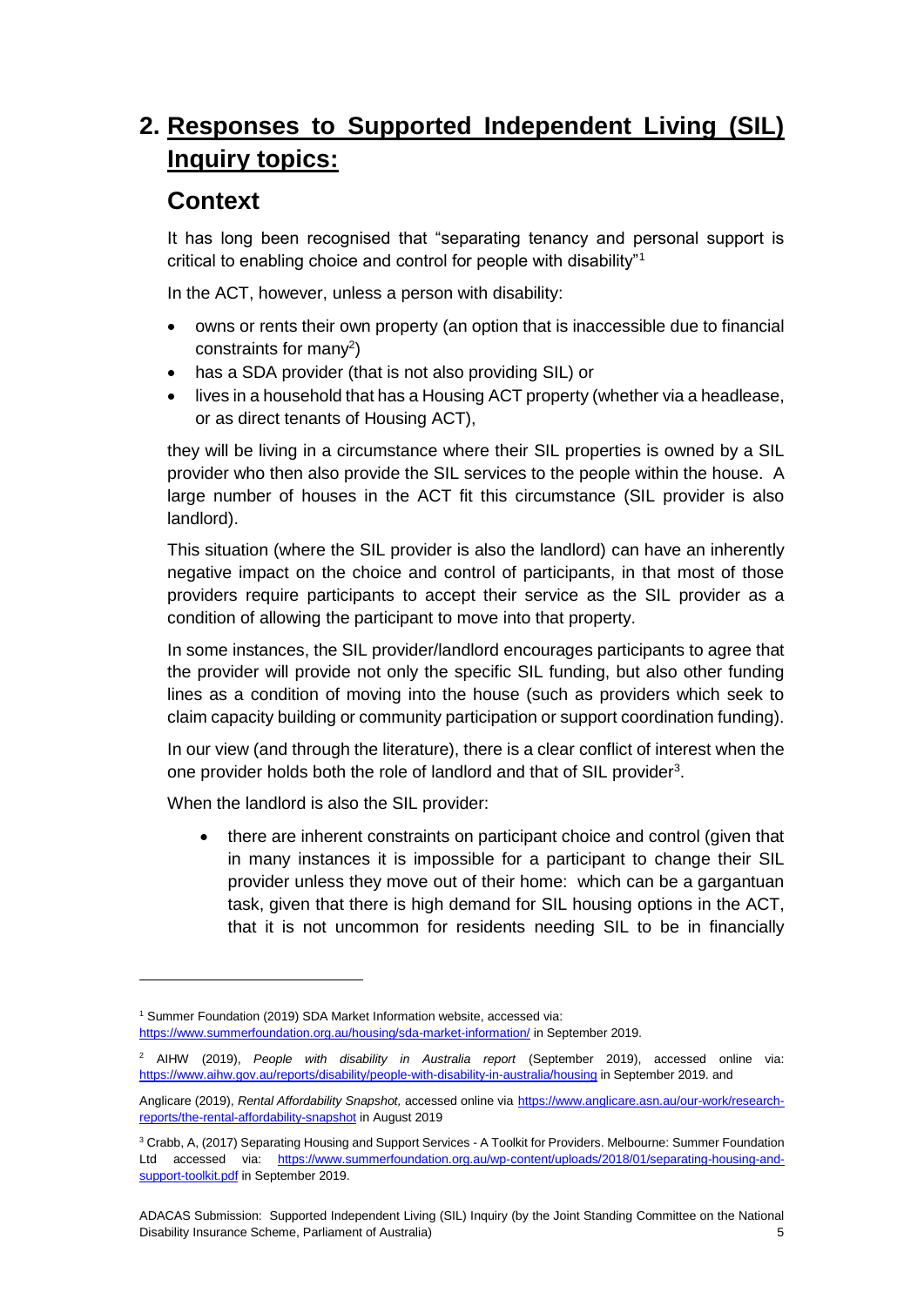# 2. Responses to Supported Independent Living (SIL) Inquiry topics:

## Context

It has long been recognised that "separating tenancy and personal support is critical to enabling choice and control for people with disability"[1]

In the ACT, however, unless a person with disability:

- owns or rents their own property (an option that is inaccessible due to financial constraints for many[2])
- has a SDA provider (that is not also providing SIL) or
- lives in a household that has a Housing ACT property (whether via a headlease, or as direct tenants of Housing ACT),

they will be living in a circumstance where their SIL properties is owned by a SIL provider who then also provide the SIL services to the people within the house. A large number of houses in the ACT fit this circumstance (SIL provider is also landlord).

This situation (where the SIL provider is also the landlord) can have an inherently negative impact on the choice and control of participants, in that most of those providers require participants to accept their service as the SIL provider as a condition of allowing the participant to move into that property.

In some instances, the SIL provider/landlord encourages participants to agree that the provider will provide not only the specific SIL funding, but also other funding lines as a condition of moving into the house (such as providers which seek to claim capacity building or community participation or support coordination funding).

In our view (and through the literature), there is a clear conflict of interest when the one provider holds both the role of landlord and that of SIL provider[3].

When the landlord is also the SIL provider:

- there are inherent constraints on participant choice and control (given that in many instances it is impossible for a participant to change their SIL provider unless they move out of their home: which can be a gargantuan task, given that there is high demand for SIL housing options in the ACT, that it is not uncommon for residents needing SIL to be in financially

---

[1] Summer Foundation (2019) SDA Market Information website, accessed via: https://www.summerfoundation.org.au/housing/sda-market-information/ in September 2019.

[2] AIHW (2019), *People with disability in Australia report* (September 2019), accessed online via: https://www.aihw.gov.au/reports/disability/people-with-disability-in-australia/housing in September 2019. and

Anglicare (2019), *Rental Affordability Snapshot,* accessed online via https://www.anglicare.asn.au/our-work/research-reports/the-rental-affordability-snapshot in August 2019

[3] Crabb, A, (2017) Separating Housing and Support Services - A Toolkit for Providers. Melbourne: Summer Foundation Ltd accessed via: https://www.summerfoundation.org.au/wp-content/uploads/2018/01/separating-housing-and-support-toolkit.pdf in September 2019.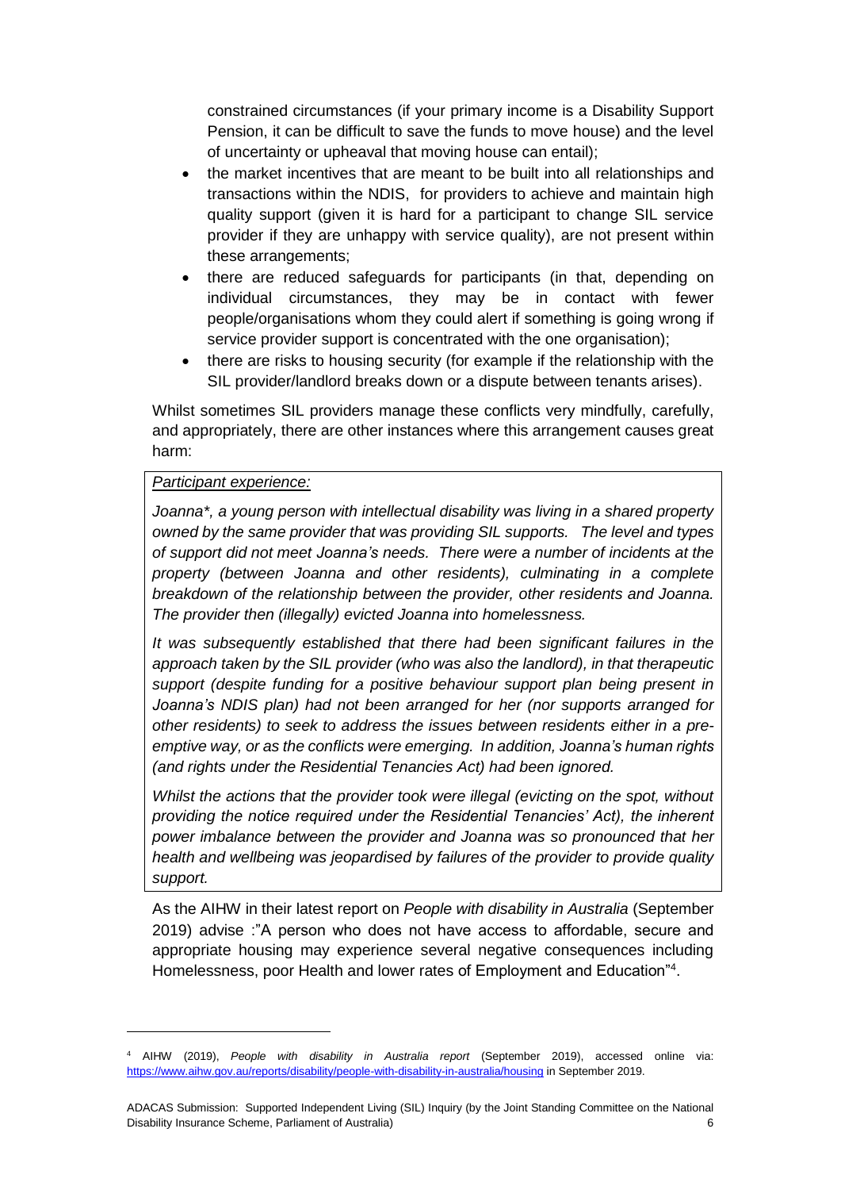constrained circumstances (if your primary income is a Disability Support Pension, it can be difficult to save the funds to move house) and the level of uncertainty or upheaval that moving house can entail);

- the market incentives that are meant to be built into all relationships and transactions within the NDIS, for providers to achieve and maintain high quality support (given it is hard for a participant to change SIL service provider if they are unhappy with service quality), are not present within these arrangements;
- there are reduced safeguards for participants (in that, depending on individual circumstances, they may be in contact with fewer people/organisations whom they could alert if something is going wrong if service provider support is concentrated with the one organisation);
- there are risks to housing security (for example if the relationship with the SIL provider/landlord breaks down or a dispute between tenants arises).

Whilst sometimes SIL providers manage these conflicts very mindfully, carefully, and appropriately, there are other instances where this arrangement causes great harm:

> <u>*Participant experience:*</u>
>
> *Joanna*, a young person with intellectual disability was living in a shared property owned by the same provider that was providing SIL supports. The level and types of support did not meet Joanna's needs. There were a number of incidents at the property (between Joanna and other residents), culminating in a complete breakdown of the relationship between the provider, other residents and Joanna. The provider then (illegally) evicted Joanna into homelessness.*
>
> *It was subsequently established that there had been significant failures in the approach taken by the SIL provider (who was also the landlord), in that therapeutic support (despite funding for a positive behaviour support plan being present in Joanna's NDIS plan) had not been arranged for her (nor supports arranged for other residents) to seek to address the issues between residents either in a pre-emptive way, or as the conflicts were emerging. In addition, Joanna's human rights (and rights under the Residential Tenancies Act) had been ignored.*
>
> *Whilst the actions that the provider took were illegal (evicting on the spot, without providing the notice required under the Residential Tenancies' Act), the inherent power imbalance between the provider and Joanna was so pronounced that her health and wellbeing was jeopardised by failures of the provider to provide quality support.*

As the AIHW in their latest report on *People with disability in Australia* (September 2019) advise :"A person who does not have access to affordable, secure and appropriate housing may experience several negative consequences including Homelessness, poor Health and lower rates of Employment and Education"[4].

---

[4] AIHW (2019), *People with disability in Australia report* (September 2019), accessed online via: https://www.aihw.gov.au/reports/disability/people-with-disability-in-australia/housing in September 2019.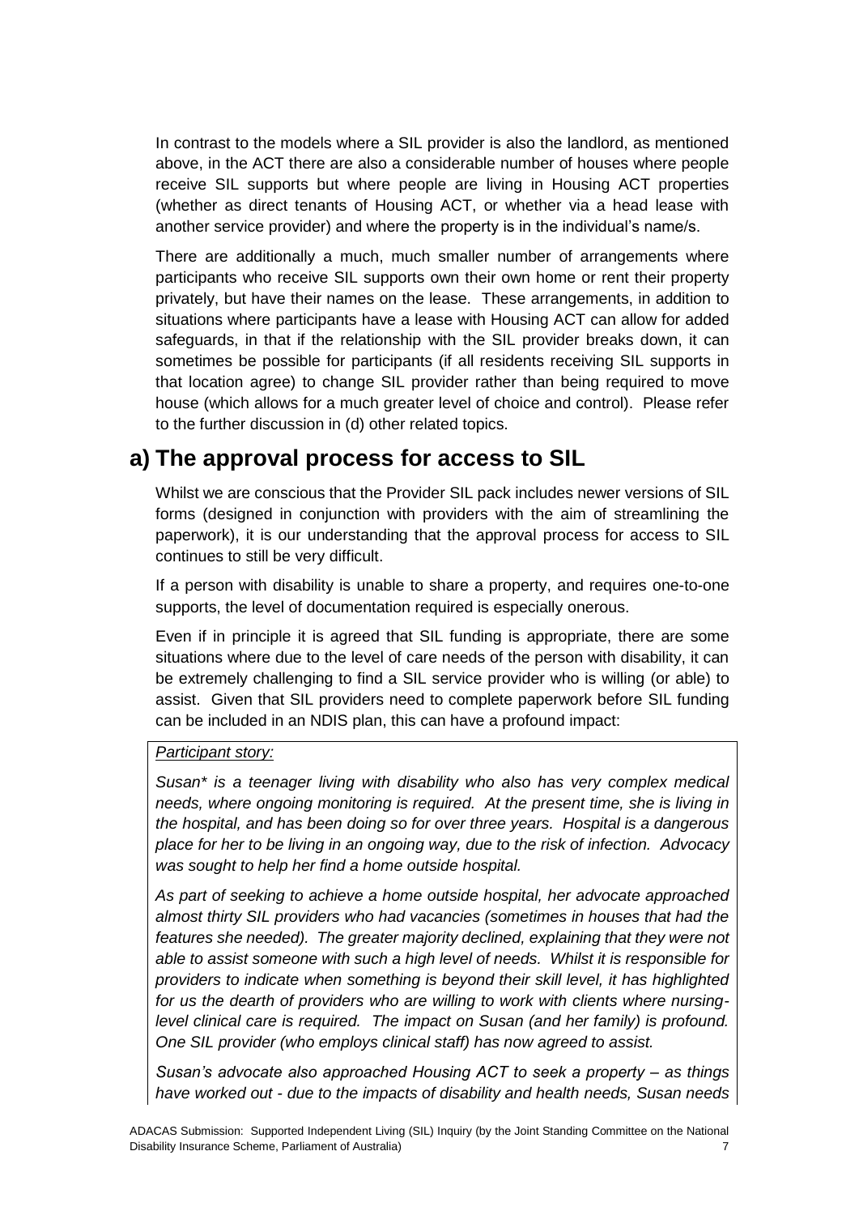In contrast to the models where a SIL provider is also the landlord, as mentioned above, in the ACT there are also a considerable number of houses where people receive SIL supports but where people are living in Housing ACT properties (whether as direct tenants of Housing ACT, or whether via a head lease with another service provider) and where the property is in the individual's name/s.

There are additionally a much, much smaller number of arrangements where participants who receive SIL supports own their own home or rent their property privately, but have their names on the lease. These arrangements, in addition to situations where participants have a lease with Housing ACT can allow for added safeguards, in that if the relationship with the SIL provider breaks down, it can sometimes be possible for participants (if all residents receiving SIL supports in that location agree) to change SIL provider rather than being required to move house (which allows for a much greater level of choice and control). Please refer to the further discussion in (d) other related topics.

## a) The approval process for access to SIL

Whilst we are conscious that the Provider SIL pack includes newer versions of SIL forms (designed in conjunction with providers with the aim of streamlining the paperwork), it is our understanding that the approval process for access to SIL continues to still be very difficult.

If a person with disability is unable to share a property, and requires one-to-one supports, the level of documentation required is especially onerous.

Even if in principle it is agreed that SIL funding is appropriate, there are some situations where due to the level of care needs of the person with disability, it can be extremely challenging to find a SIL service provider who is willing (or able) to assist. Given that SIL providers need to complete paperwork before SIL funding can be included in an NDIS plan, this can have a profound impact:

> _Participant story:_
>
> *Susan\* is a teenager living with disability who also has very complex medical needs, where ongoing monitoring is required. At the present time, she is living in the hospital, and has been doing so for over three years. Hospital is a dangerous place for her to be living in an ongoing way, due to the risk of infection. Advocacy was sought to help her find a home outside hospital.*
>
> *As part of seeking to achieve a home outside hospital, her advocate approached almost thirty SIL providers who had vacancies (sometimes in houses that had the features she needed). The greater majority declined, explaining that they were not able to assist someone with such a high level of needs. Whilst it is responsible for providers to indicate when something is beyond their skill level, it has highlighted for us the dearth of providers who are willing to work with clients where nursing-level clinical care is required. The impact on Susan (and her family) is profound. One SIL provider (who employs clinical staff) has now agreed to assist.*
>
> *Susan's advocate also approached Housing ACT to seek a property – as things have worked out - due to the impacts of disability and health needs, Susan needs*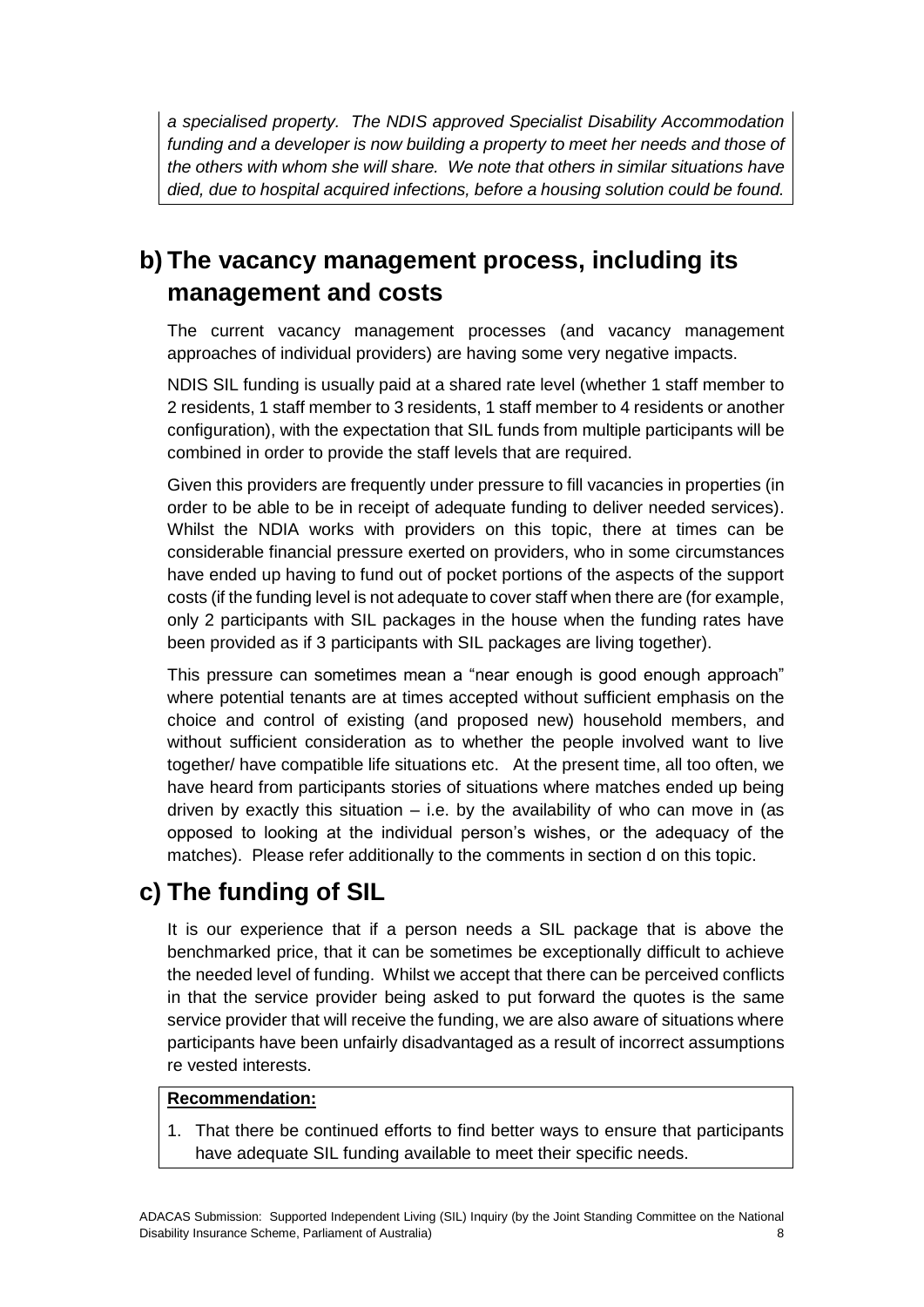*a specialised property. The NDIS approved Specialist Disability Accommodation funding and a developer is now building a property to meet her needs and those of the others with whom she will share. We note that others in similar situations have died, due to hospital acquired infections, before a housing solution could be found.*

## b) The vacancy management process, including its management and costs

The current vacancy management processes (and vacancy management approaches of individual providers) are having some very negative impacts.

NDIS SIL funding is usually paid at a shared rate level (whether 1 staff member to 2 residents, 1 staff member to 3 residents, 1 staff member to 4 residents or another configuration), with the expectation that SIL funds from multiple participants will be combined in order to provide the staff levels that are required.

Given this providers are frequently under pressure to fill vacancies in properties (in order to be able to be in receipt of adequate funding to deliver needed services). Whilst the NDIA works with providers on this topic, there at times can be considerable financial pressure exerted on providers, who in some circumstances have ended up having to fund out of pocket portions of the aspects of the support costs (if the funding level is not adequate to cover staff when there are (for example, only 2 participants with SIL packages in the house when the funding rates have been provided as if 3 participants with SIL packages are living together).

This pressure can sometimes mean a "near enough is good enough approach" where potential tenants are at times accepted without sufficient emphasis on the choice and control of existing (and proposed new) household members, and without sufficient consideration as to whether the people involved want to live together/ have compatible life situations etc. At the present time, all too often, we have heard from participants stories of situations where matches ended up being driven by exactly this situation – i.e. by the availability of who can move in (as opposed to looking at the individual person's wishes, or the adequacy of the matches). Please refer additionally to the comments in section d on this topic.

## c) The funding of SIL

It is our experience that if a person needs a SIL package that is above the benchmarked price, that it can be sometimes be exceptionally difficult to achieve the needed level of funding. Whilst we accept that there can be perceived conflicts in that the service provider being asked to put forward the quotes is the same service provider that will receive the funding, we are also aware of situations where participants have been unfairly disadvantaged as a result of incorrect assumptions re vested interests.

**Recommendation:**

1. That there be continued efforts to find better ways to ensure that participants have adequate SIL funding available to meet their specific needs.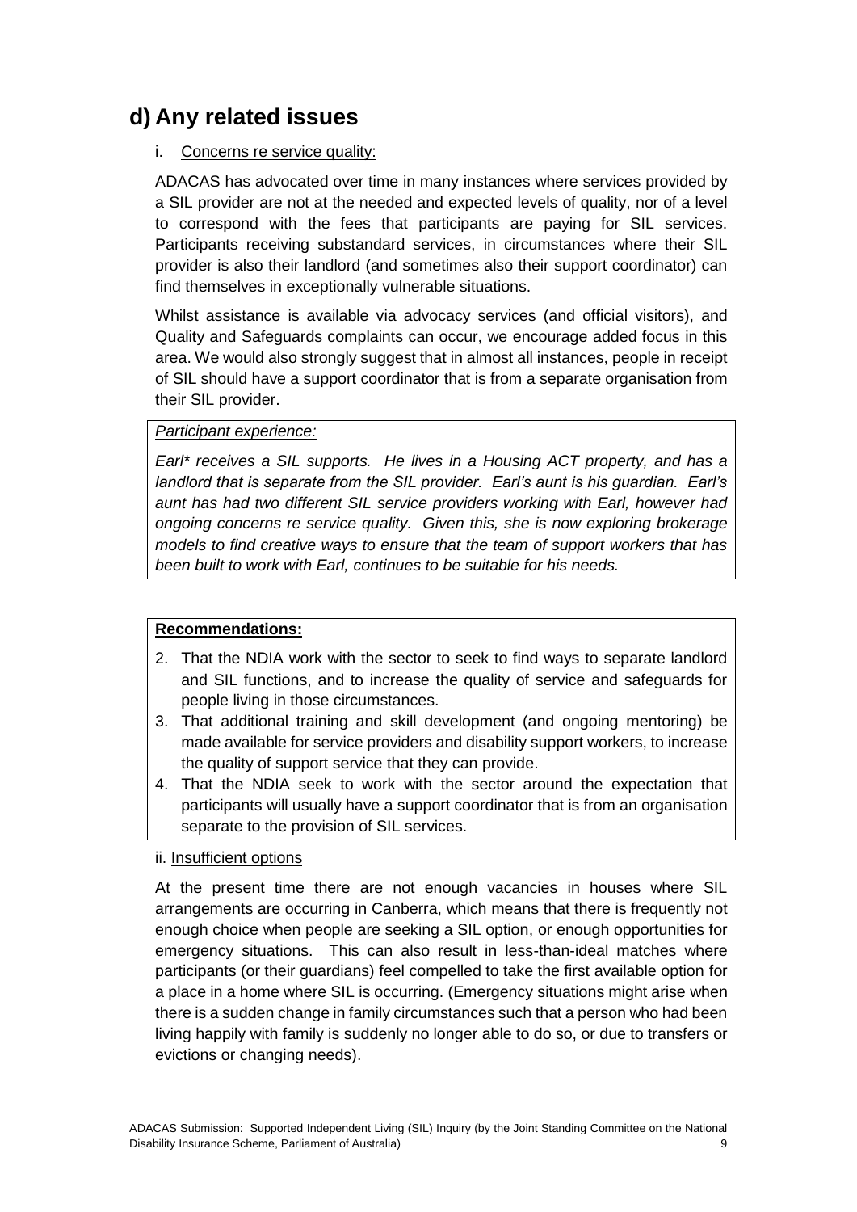## d) Any related issues

i. Concerns re service quality:

ADACAS has advocated over time in many instances where services provided by a SIL provider are not at the needed and expected levels of quality, nor of a level to correspond with the fees that participants are paying for SIL services. Participants receiving substandard services, in circumstances where their SIL provider is also their landlord (and sometimes also their support coordinator) can find themselves in exceptionally vulnerable situations.

Whilst assistance is available via advocacy services (and official visitors), and Quality and Safeguards complaints can occur, we encourage added focus in this area. We would also strongly suggest that in almost all instances, people in receipt of SIL should have a support coordinator that is from a separate organisation from their SIL provider.

> *Participant experience:*
>
> *Earl\* receives a SIL supports. He lives in a Housing ACT property, and has a landlord that is separate from the SIL provider. Earl's aunt is his guardian. Earl's aunt has had two different SIL service providers working with Earl, however had ongoing concerns re service quality. Given this, she is now exploring brokerage models to find creative ways to ensure that the team of support workers that has been built to work with Earl, continues to be suitable for his needs.*

> **Recommendations:**
>
> 2. That the NDIA work with the sector to seek to find ways to separate landlord and SIL functions, and to increase the quality of service and safeguards for people living in those circumstances.
> 3. That additional training and skill development (and ongoing mentoring) be made available for service providers and disability support workers, to increase the quality of support service that they can provide.
> 4. That the NDIA seek to work with the sector around the expectation that participants will usually have a support coordinator that is from an organisation separate to the provision of SIL services.

ii. Insufficient options

At the present time there are not enough vacancies in houses where SIL arrangements are occurring in Canberra, which means that there is frequently not enough choice when people are seeking a SIL option, or enough opportunities for emergency situations. This can also result in less-than-ideal matches where participants (or their guardians) feel compelled to take the first available option for a place in a home where SIL is occurring. (Emergency situations might arise when there is a sudden change in family circumstances such that a person who had been living happily with family is suddenly no longer able to do so, or due to transfers or evictions or changing needs).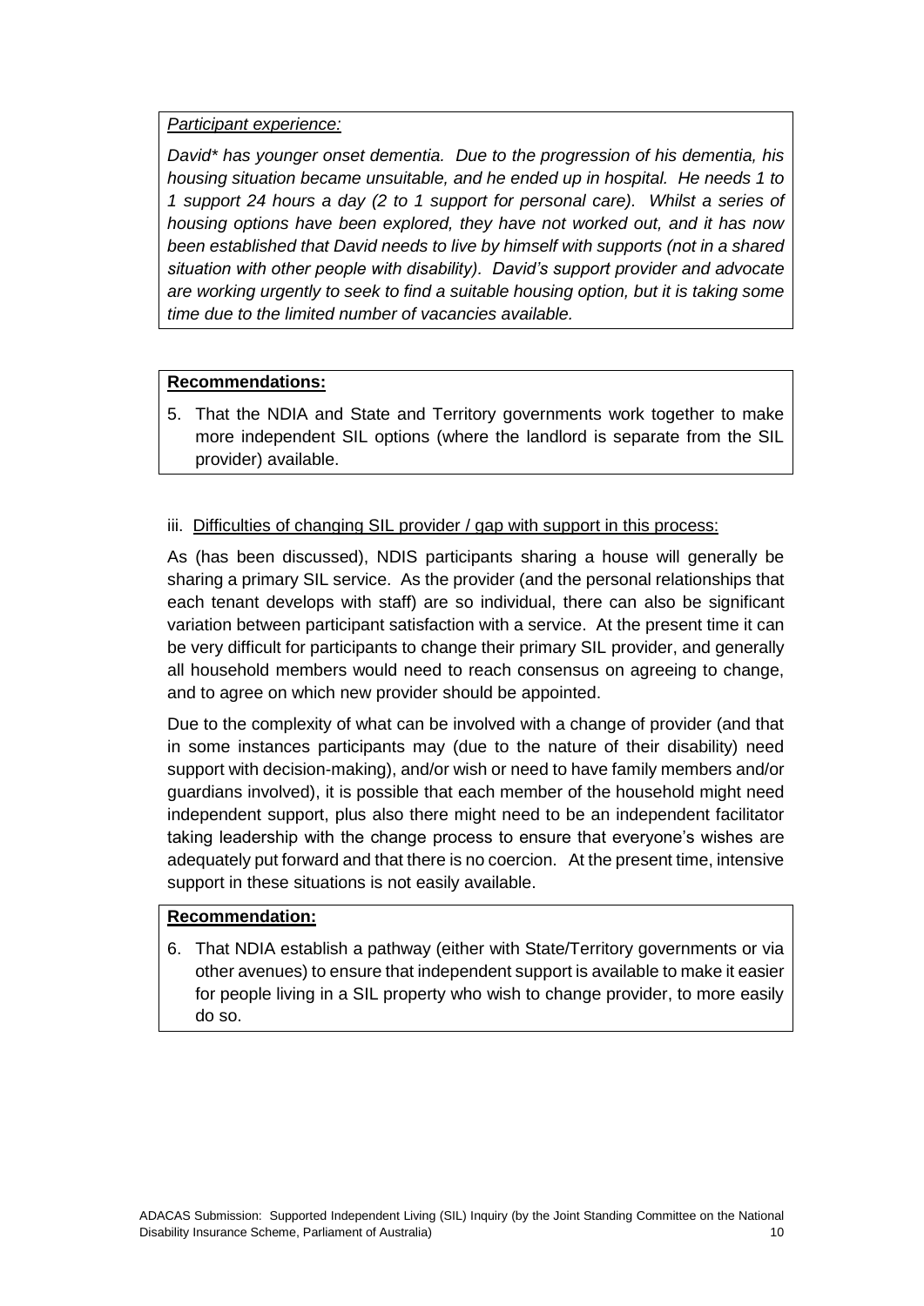*Participant experience:*

*David\* has younger onset dementia. Due to the progression of his dementia, his housing situation became unsuitable, and he ended up in hospital. He needs 1 to 1 support 24 hours a day (2 to 1 support for personal care). Whilst a series of housing options have been explored, they have not worked out, and it has now been established that David needs to live by himself with supports (not in a shared situation with other people with disability). David's support provider and advocate are working urgently to seek to find a suitable housing option, but it is taking some time due to the limited number of vacancies available.*

**Recommendations:**

5. That the NDIA and State and Territory governments work together to make more independent SIL options (where the landlord is separate from the SIL provider) available.

iii. Difficulties of changing SIL provider / gap with support in this process:

As (has been discussed), NDIS participants sharing a house will generally be sharing a primary SIL service. As the provider (and the personal relationships that each tenant develops with staff) are so individual, there can also be significant variation between participant satisfaction with a service. At the present time it can be very difficult for participants to change their primary SIL provider, and generally all household members would need to reach consensus on agreeing to change, and to agree on which new provider should be appointed.

Due to the complexity of what can be involved with a change of provider (and that in some instances participants may (due to the nature of their disability) need support with decision-making), and/or wish or need to have family members and/or guardians involved), it is possible that each member of the household might need independent support, plus also there might need to be an independent facilitator taking leadership with the change process to ensure that everyone's wishes are adequately put forward and that there is no coercion. At the present time, intensive support in these situations is not easily available.

**Recommendation:**

6. That NDIA establish a pathway (either with State/Territory governments or via other avenues) to ensure that independent support is available to make it easier for people living in a SIL property who wish to change provider, to more easily do so.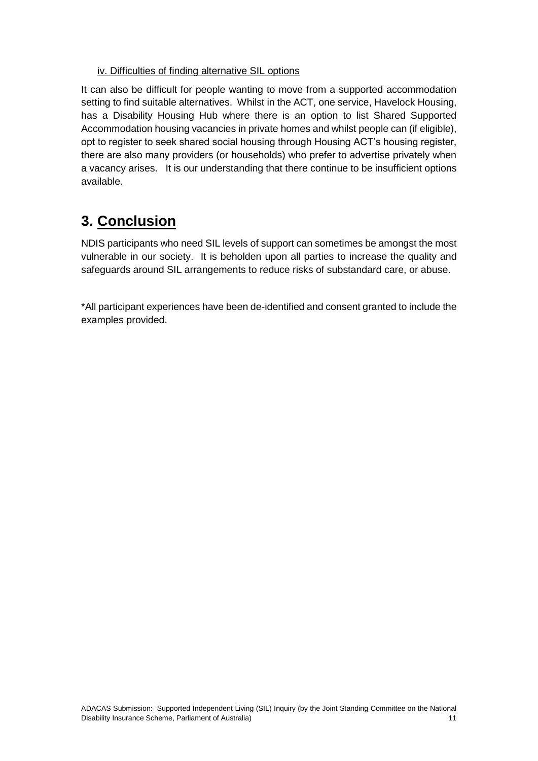iv. Difficulties of finding alternative SIL options

It can also be difficult for people wanting to move from a supported accommodation setting to find suitable alternatives. Whilst in the ACT, one service, Havelock Housing, has a Disability Housing Hub where there is an option to list Shared Supported Accommodation housing vacancies in private homes and whilst people can (if eligible), opt to register to seek shared social housing through Housing ACT's housing register, there are also many providers (or households) who prefer to advertise privately when a vacancy arises. It is our understanding that there continue to be insufficient options available.

# 3. Conclusion

NDIS participants who need SIL levels of support can sometimes be amongst the most vulnerable in our society. It is beholden upon all parties to increase the quality and safeguards around SIL arrangements to reduce risks of substandard care, or abuse.

*All participant experiences have been de-identified and consent granted to include the examples provided.